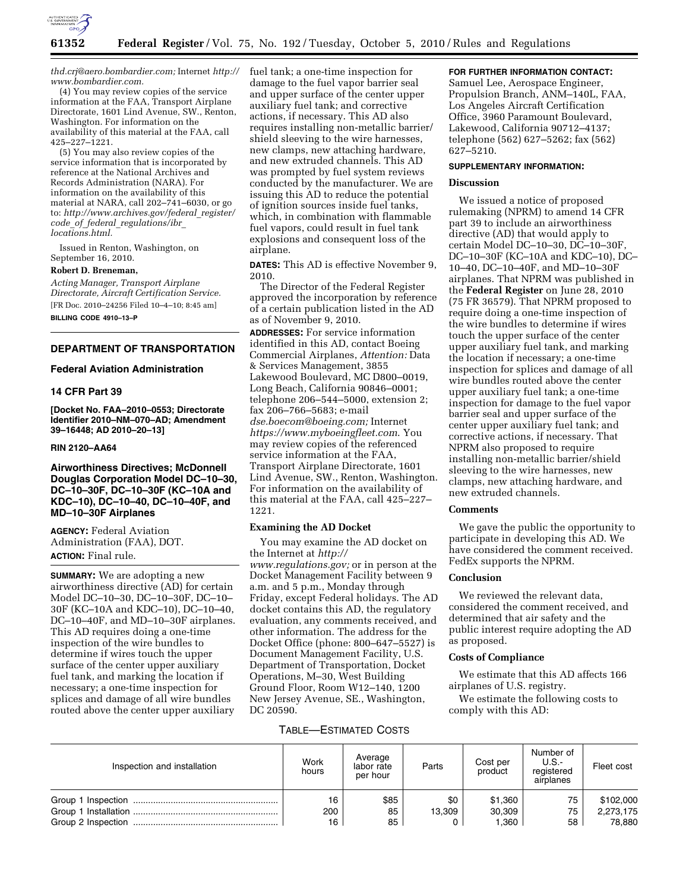*thd.crj@aero.bombardier.com;* Internet *http://www.bombardier.com.*

(4) You may review copies of the service information at the FAA, Transport Airplane Directorate, 1601 Lind Avenue, SW., Renton, Washington. For information on the availability of this material at the FAA, call 425–227–1221.

(5) You may also review copies of the service information that is incorporated by reference at the National Archives and Records Administration (NARA). For information on the availability of this material at NARA, call 202–741–6030, or go to: *http://www.archives.gov/federal_register/code_of_federal_regulations/ibr_locations.html.*

Issued in Renton, Washington, on September 16, 2010.

**Robert D. Breneman,**

*Acting Manager, Transport Airplane Directorate, Aircraft Certification Service.*

[FR Doc. 2010–24256 Filed 10–4–10; 8:45 am]

**BILLING CODE 4910–13–P**

## DEPARTMENT OF TRANSPORTATION

### Federal Aviation Administration

### 14 CFR Part 39

**[Docket No. FAA–2010–0553; Directorate Identifier 2010–NM–070–AD; Amendment 39–16448; AD 2010–20–13]**

**RIN 2120–AA64**

## Airworthiness Directives; McDonnell Douglas Corporation Model DC–10–30, DC–10–30F, DC–10–30F (KC–10A and KDC–10), DC–10–40, DC–10–40F, and MD–10–30F Airplanes

**AGENCY:** Federal Aviation Administration (FAA), DOT.

**ACTION:** Final rule.

**SUMMARY:** We are adopting a new airworthiness directive (AD) for certain Model DC–10–30, DC–10–30F, DC–10–30F (KC–10A and KDC–10), DC–10–40, DC–10–40F, and MD–10–30F airplanes. This AD requires doing a one-time inspection of the wire bundles to determine if wires touch the upper surface of the center upper auxiliary fuel tank, and marking the location if necessary; a one-time inspection for splices and damage of all wire bundles routed above the center upper auxiliary fuel tank; a one-time inspection for damage to the fuel vapor barrier seal and upper surface of the center upper auxiliary fuel tank; and corrective actions, if necessary. This AD also requires installing non-metallic barrier/shield sleeving to the wire harnesses, new clamps, new attaching hardware, and new extruded channels. This AD was prompted by fuel system reviews conducted by the manufacturer. We are issuing this AD to reduce the potential of ignition sources inside fuel tanks, which, in combination with flammable fuel vapors, could result in fuel tank explosions and consequent loss of the airplane.

**DATES:** This AD is effective November 9, 2010.

The Director of the Federal Register approved the incorporation by reference of a certain publication listed in the AD as of November 9, 2010.

**ADDRESSES:** For service information identified in this AD, contact Boeing Commercial Airplanes, *Attention:* Data & Services Management, 3855 Lakewood Boulevard, MC D800–0019, Long Beach, California 90846–0001; telephone 206–544–5000, extension 2; fax 206–766–5683; e-mail *dse.boecom@boeing.com;* Internet *https://www.myboeingfleet.com.* You may review copies of the referenced service information at the FAA, Transport Airplane Directorate, 1601 Lind Avenue, SW., Renton, Washington. For information on the availability of this material at the FAA, call 425–227–1221.

### Examining the AD Docket

You may examine the AD docket on the Internet at *http://www.regulations.gov;* or in person at the Docket Management Facility between 9 a.m. and 5 p.m., Monday through Friday, except Federal holidays. The AD docket contains this AD, the regulatory evaluation, any comments received, and other information. The address for the Docket Office (phone: 800–647–5527) is Document Management Facility, U.S. Department of Transportation, Docket Operations, M–30, West Building Ground Floor, Room W12–140, 1200 New Jersey Avenue, SE., Washington, DC 20590.

**FOR FURTHER INFORMATION CONTACT:** Samuel Lee, Aerospace Engineer, Propulsion Branch, ANM–140L, FAA, Los Angeles Aircraft Certification Office, 3960 Paramount Boulevard, Lakewood, California 90712–4137; telephone (562) 627–5262; fax (562) 627–5210.

**SUPPLEMENTARY INFORMATION:**

### Discussion

We issued a notice of proposed rulemaking (NPRM) to amend 14 CFR part 39 to include an airworthiness directive (AD) that would apply to certain Model DC–10–30, DC–10–30F, DC–10–30F (KC–10A and KDC–10), DC–10–40, DC–10–40F, and MD–10–30F airplanes. That NPRM was published in the **Federal Register** on June 28, 2010 (75 FR 36579). That NPRM proposed to require doing a one-time inspection of the wire bundles to determine if wires touch the upper surface of the center upper auxiliary fuel tank, and marking the location if necessary; a one-time inspection for splices and damage of all wire bundles routed above the center upper auxiliary fuel tank; a one-time inspection for damage to the fuel vapor barrier seal and upper surface of the center upper auxiliary fuel tank; and corrective actions, if necessary. That NPRM also proposed to require installing non-metallic barrier/shield sleeving to the wire harnesses, new clamps, new attaching hardware, and new extruded channels.

### Comments

We gave the public the opportunity to participate in developing this AD. We have considered the comment received. FedEx supports the NPRM.

### Conclusion

We reviewed the relevant data, considered the comment received, and determined that air safety and the public interest require adopting the AD as proposed.

### Costs of Compliance

We estimate that this AD affects 166 airplanes of U.S. registry.

We estimate the following costs to comply with this AD:

TABLE—ESTIMATED COSTS

| Inspection and installation | Work hours | Average labor rate per hour | Parts | Cost per product | Number of U.S.-registered airplanes | Fleet cost |
|---|---|---|---|---|---|---|
| Group 1 Inspection | 16 | $85 | $0 | $1,360 | 75 | $102,000 |
| Group 1 Installation | 200 | 85 | 13,309 | 30,309 | 75 | 2,273,175 |
| Group 2 Inspection | 16 | 85 | 0 | 1,360 | 58 | 78,880 |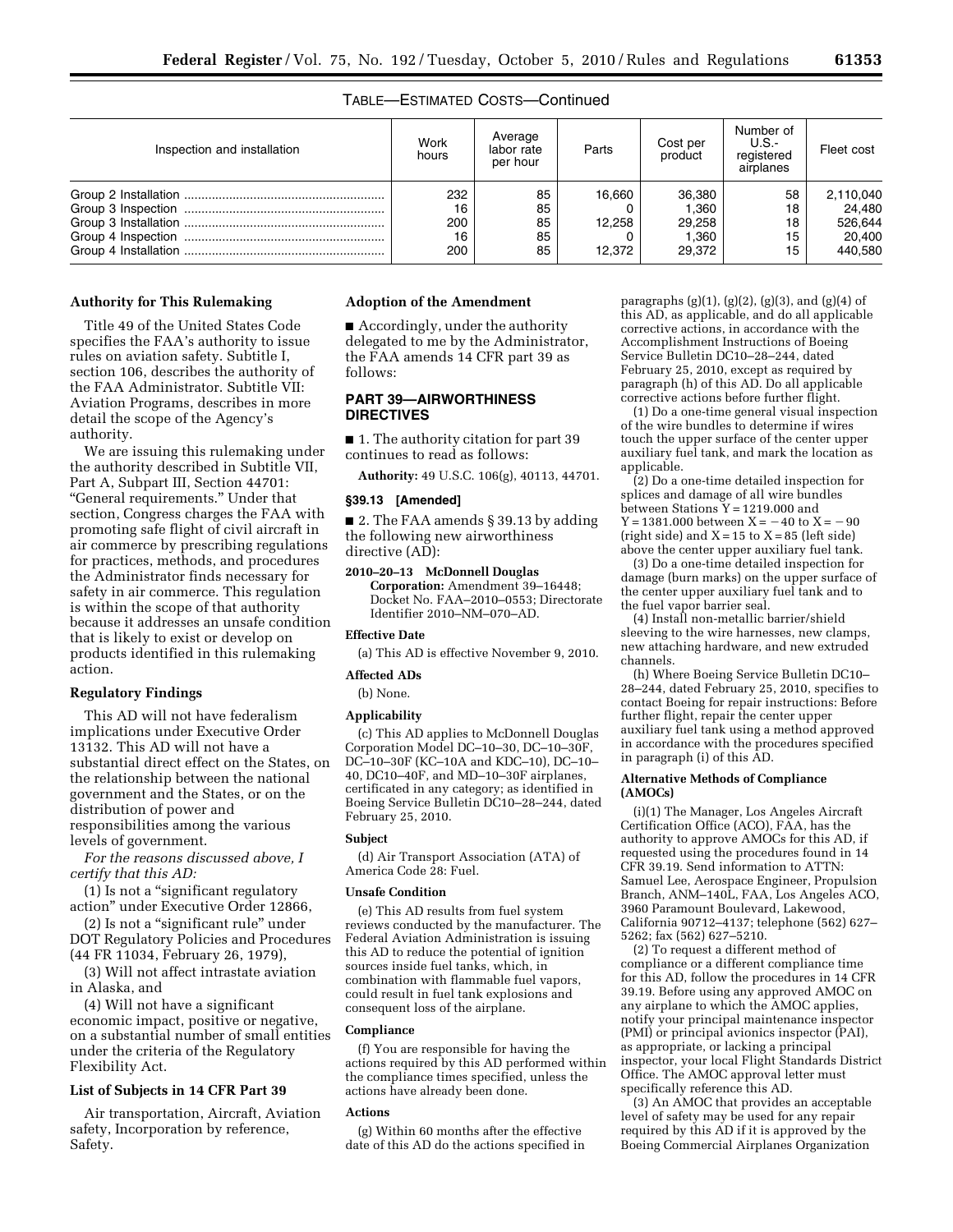TABLE—ESTIMATED COSTS—Continued

| Inspection and installation | Work hours | Average labor rate per hour | Parts | Cost per product | Number of U.S.-registered airplanes | Fleet cost |
|---|---|---|---|---|---|---|
| Group 2 Installation | 232 | 85 | 16,660 | 36,380 | 58 | 2,110,040 |
| Group 3 Inspection | 16 | 85 | 0 | 1,360 | 18 | 24,480 |
| Group 3 Installation | 200 | 85 | 12,258 | 29,258 | 18 | 526,644 |
| Group 4 Inspection | 16 | 85 | 0 | 1,360 | 15 | 20,400 |
| Group 4 Installation | 200 | 85 | 12,372 | 29,372 | 15 | 440,580 |

**Authority for This Rulemaking**

Title 49 of the United States Code specifies the FAA's authority to issue rules on aviation safety. Subtitle I, section 106, describes the authority of the FAA Administrator. Subtitle VII: Aviation Programs, describes in more detail the scope of the Agency's authority.

We are issuing this rulemaking under the authority described in Subtitle VII, Part A, Subpart III, Section 44701: "General requirements." Under that section, Congress charges the FAA with promoting safe flight of civil aircraft in air commerce by prescribing regulations for practices, methods, and procedures the Administrator finds necessary for safety in air commerce. This regulation is within the scope of that authority because it addresses an unsafe condition that is likely to exist or develop on products identified in this rulemaking action.

**Regulatory Findings**

This AD will not have federalism implications under Executive Order 13132. This AD will not have a substantial direct effect on the States, on the relationship between the national government and the States, or on the distribution of power and responsibilities among the various levels of government.

*For the reasons discussed above, I certify that this AD:*

(1) Is not a "significant regulatory action" under Executive Order 12866,

(2) Is not a "significant rule" under DOT Regulatory Policies and Procedures (44 FR 11034, February 26, 1979),

(3) Will not affect intrastate aviation in Alaska, and

(4) Will not have a significant economic impact, positive or negative, on a substantial number of small entities under the criteria of the Regulatory Flexibility Act.

**List of Subjects in 14 CFR Part 39**

Air transportation, Aircraft, Aviation safety, Incorporation by reference, Safety.

**Adoption of the Amendment**

■ Accordingly, under the authority delegated to me by the Administrator, the FAA amends 14 CFR part 39 as follows:

**PART 39—AIRWORTHINESS DIRECTIVES**

■ 1. The authority citation for part 39 continues to read as follows:

**Authority:** 49 U.S.C. 106(g), 40113, 44701.

**§39.13 [Amended]**

■ 2. The FAA amends § 39.13 by adding the following new airworthiness directive (AD):

**2010–20–13 McDonnell Douglas Corporation:** Amendment 39–16448; Docket No. FAA–2010–0553; Directorate Identifier 2010–NM–070–AD.

**Effective Date**

(a) This AD is effective November 9, 2010.

**Affected ADs**

(b) None.

**Applicability**

(c) This AD applies to McDonnell Douglas Corporation Model DC–10–30, DC–10–30F, DC–10–30F (KC–10A and KDC–10), DC–10–40, DC10–40F, and MD–10–30F airplanes, certificated in any category; as identified in Boeing Service Bulletin DC10–28–244, dated February 25, 2010.

**Subject**

(d) Air Transport Association (ATA) of America Code 28: Fuel.

**Unsafe Condition**

(e) This AD results from fuel system reviews conducted by the manufacturer. The Federal Aviation Administration is issuing this AD to reduce the potential of ignition sources inside fuel tanks, which, in combination with flammable fuel vapors, could result in fuel tank explosions and consequent loss of the airplane.

**Compliance**

(f) You are responsible for having the actions required by this AD performed within the compliance times specified, unless the actions have already been done.

**Actions**

(g) Within 60 months after the effective date of this AD do the actions specified in paragraphs (g)(1), (g)(2), (g)(3), and (g)(4) of this AD, as applicable, and do all applicable corrective actions, in accordance with the Accomplishment Instructions of Boeing Service Bulletin DC10–28–244, dated February 25, 2010, except as required by paragraph (h) of this AD. Do all applicable corrective actions before further flight.

(1) Do a one-time general visual inspection of the wire bundles to determine if wires touch the upper surface of the center upper auxiliary fuel tank, and mark the location as applicable.

(2) Do a one-time detailed inspection for splices and damage of all wire bundles between Stations Y = 1219.000 and Y = 1381.000 between X = −40 to X = −90 (right side) and X = 15 to X = 85 (left side) above the center upper auxiliary fuel tank.

(3) Do a one-time detailed inspection for damage (burn marks) on the upper surface of the center upper auxiliary fuel tank and to the fuel vapor barrier seal.

(4) Install non-metallic barrier/shield sleeving to the wire harnesses, new clamps, new attaching hardware, and new extruded channels.

(h) Where Boeing Service Bulletin DC10–28–244, dated February 25, 2010, specifies to contact Boeing for repair instructions: Before further flight, repair the center upper auxiliary fuel tank using a method approved in accordance with the procedures specified in paragraph (i) of this AD.

**Alternative Methods of Compliance (AMOCs)**

(i)(1) The Manager, Los Angeles Aircraft Certification Office (ACO), FAA, has the authority to approve AMOCs for this AD, if requested using the procedures found in 14 CFR 39.19. Send information to ATTN: Samuel Lee, Aerospace Engineer, Propulsion Branch, ANM–140L, FAA, Los Angeles ACO, 3960 Paramount Boulevard, Lakewood, California 90712–4137; telephone (562) 627–5262; fax (562) 627–5210.

(2) To request a different method of compliance or a different compliance time for this AD, follow the procedures in 14 CFR 39.19. Before using any approved AMOC on any airplane to which the AMOC applies, notify your principal maintenance inspector (PMI) or principal avionics inspector (PAI), as appropriate, or lacking a principal inspector, your local Flight Standards District Office. The AMOC approval letter must specifically reference this AD.

(3) An AMOC that provides an acceptable level of safety may be used for any repair required by this AD if it is approved by the Boeing Commercial Airplanes Organization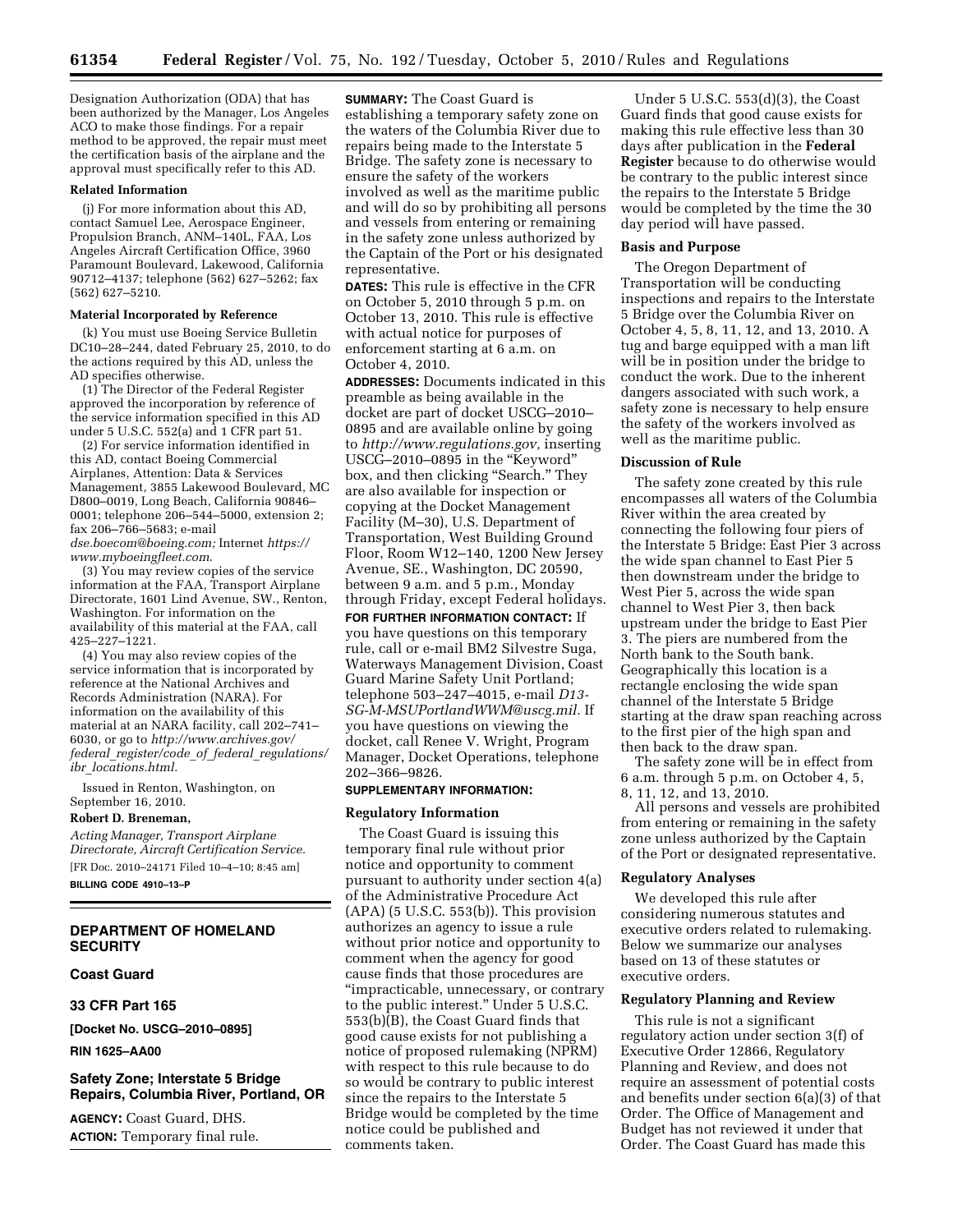Designation Authorization (ODA) that has been authorized by the Manager, Los Angeles ACO to make those findings. For a repair method to be approved, the repair must meet the certification basis of the airplane and the approval must specifically refer to this AD.

**Related Information**

(j) For more information about this AD, contact Samuel Lee, Aerospace Engineer, Propulsion Branch, ANM–140L, FAA, Los Angeles Aircraft Certification Office, 3960 Paramount Boulevard, Lakewood, California 90712–4137; telephone (562) 627–5262; fax (562) 627–5210.

**Material Incorporated by Reference**

(k) You must use Boeing Service Bulletin DC10–28–244, dated February 25, 2010, to do the actions required by this AD, unless the AD specifies otherwise.

(1) The Director of the Federal Register approved the incorporation by reference of the service information specified in this AD under 5 U.S.C. 552(a) and 1 CFR part 51.

(2) For service information identified in this AD, contact Boeing Commercial Airplanes, Attention: Data & Services Management, 3855 Lakewood Boulevard, MC D800–0019, Long Beach, California 90846–0001; telephone 206–544–5000, extension 2; fax 206–766–5683; e-mail *dse.boecom@boeing.com;* Internet *https://www.myboeingfleet.com*.

(3) You may review copies of the service information at the FAA, Transport Airplane Directorate, 1601 Lind Avenue, SW., Renton, Washington. For information on the availability of this material at the FAA, call 425–227–1221.

(4) You may also review copies of the service information that is incorporated by reference at the National Archives and Records Administration (NARA). For information on the availability of this material at an NARA facility, call 202–741–6030, or go to *http://www.archives.gov/federal_register/code_of_federal_regulations/ibr_locations.html.*

Issued in Renton, Washington, on September 16, 2010.

**Robert D. Breneman,**

*Acting Manager, Transport Airplane Directorate, Aircraft Certification Service.*

[FR Doc. 2010–24171 Filed 10–4–10; 8:45 am]

**BILLING CODE 4910–13–P**

## DEPARTMENT OF HOMELAND SECURITY

### Coast Guard

### 33 CFR Part 165

**[Docket No. USCG–2010–0895]**

**RIN 1625–AA00**

## Safety Zone; Interstate 5 Bridge Repairs, Columbia River, Portland, OR

**AGENCY:** Coast Guard, DHS.

**ACTION:** Temporary final rule.

**SUMMARY:** The Coast Guard is establishing a temporary safety zone on the waters of the Columbia River due to repairs being made to the Interstate 5 Bridge. The safety zone is necessary to ensure the safety of the workers involved as well as the maritime public and will do so by prohibiting all persons and vessels from entering or remaining in the safety zone unless authorized by the Captain of the Port or his designated representative.

**DATES:** This rule is effective in the CFR on October 5, 2010 through 5 p.m. on October 13, 2010. This rule is effective with actual notice for purposes of enforcement starting at 6 a.m. on October 4, 2010.

**ADDRESSES:** Documents indicated in this preamble as being available in the docket are part of docket USCG–2010–0895 and are available online by going to *http://www.regulations.gov,* inserting USCG–2010–0895 in the "Keyword" box, and then clicking "Search." They are also available for inspection or copying at the Docket Management Facility (M–30), U.S. Department of Transportation, West Building Ground Floor, Room W12–140, 1200 New Jersey Avenue, SE., Washington, DC 20590, between 9 a.m. and 5 p.m., Monday through Friday, except Federal holidays.

**FOR FURTHER INFORMATION CONTACT:** If you have questions on this temporary rule, call or e-mail BM2 Silvestre Suga, Waterways Management Division, Coast Guard Marine Safety Unit Portland; telephone 503–247–4015, e-mail *D13-SG-M-MSUPortlandWWM@uscg.mil.* If you have questions on viewing the docket, call Renee V. Wright, Program Manager, Docket Operations, telephone 202–366–9826.

**SUPPLEMENTARY INFORMATION:**

**Regulatory Information**

The Coast Guard is issuing this temporary final rule without prior notice and opportunity to comment pursuant to authority under section 4(a) of the Administrative Procedure Act (APA) (5 U.S.C. 553(b)). This provision authorizes an agency to issue a rule without prior notice and opportunity to comment when the agency for good cause finds that those procedures are "impracticable, unnecessary, or contrary to the public interest." Under 5 U.S.C. 553(b)(B), the Coast Guard finds that good cause exists for not publishing a notice of proposed rulemaking (NPRM) with respect to this rule because to do so would be contrary to public interest since the repairs to the Interstate 5 Bridge would be completed by the time notice could be published and comments taken.

Under 5 U.S.C. 553(d)(3), the Coast Guard finds that good cause exists for making this rule effective less than 30 days after publication in the **Federal Register** because to do otherwise would be contrary to the public interest since the repairs to the Interstate 5 Bridge would be completed by the time the 30 day period will have passed.

**Basis and Purpose**

The Oregon Department of Transportation will be conducting inspections and repairs to the Interstate 5 Bridge over the Columbia River on October 4, 5, 8, 11, 12, and 13, 2010. A tug and barge equipped with a man lift will be in position under the bridge to conduct the work. Due to the inherent dangers associated with such work, a safety zone is necessary to help ensure the safety of the workers involved as well as the maritime public.

**Discussion of Rule**

The safety zone created by this rule encompasses all waters of the Columbia River within the area created by connecting the following four piers of the Interstate 5 Bridge: East Pier 3 across the wide span channel to East Pier 5 then downstream under the bridge to West Pier 5, across the wide span channel to West Pier 3, then back upstream under the bridge to East Pier 3. The piers are numbered from the North bank to the South bank. Geographically this location is a rectangle enclosing the wide span channel of the Interstate 5 Bridge starting at the draw span reaching across to the first pier of the high span and then back to the draw span.

The safety zone will be in effect from 6 a.m. through 5 p.m. on October 4, 5, 8, 11, 12, and 13, 2010.

All persons and vessels are prohibited from entering or remaining in the safety zone unless authorized by the Captain of the Port or designated representative.

**Regulatory Analyses**

We developed this rule after considering numerous statutes and executive orders related to rulemaking. Below we summarize our analyses based on 13 of these statutes or executive orders.

**Regulatory Planning and Review**

This rule is not a significant regulatory action under section 3(f) of Executive Order 12866, Regulatory Planning and Review, and does not require an assessment of potential costs and benefits under section 6(a)(3) of that Order. The Office of Management and Budget has not reviewed it under that Order. The Coast Guard has made this